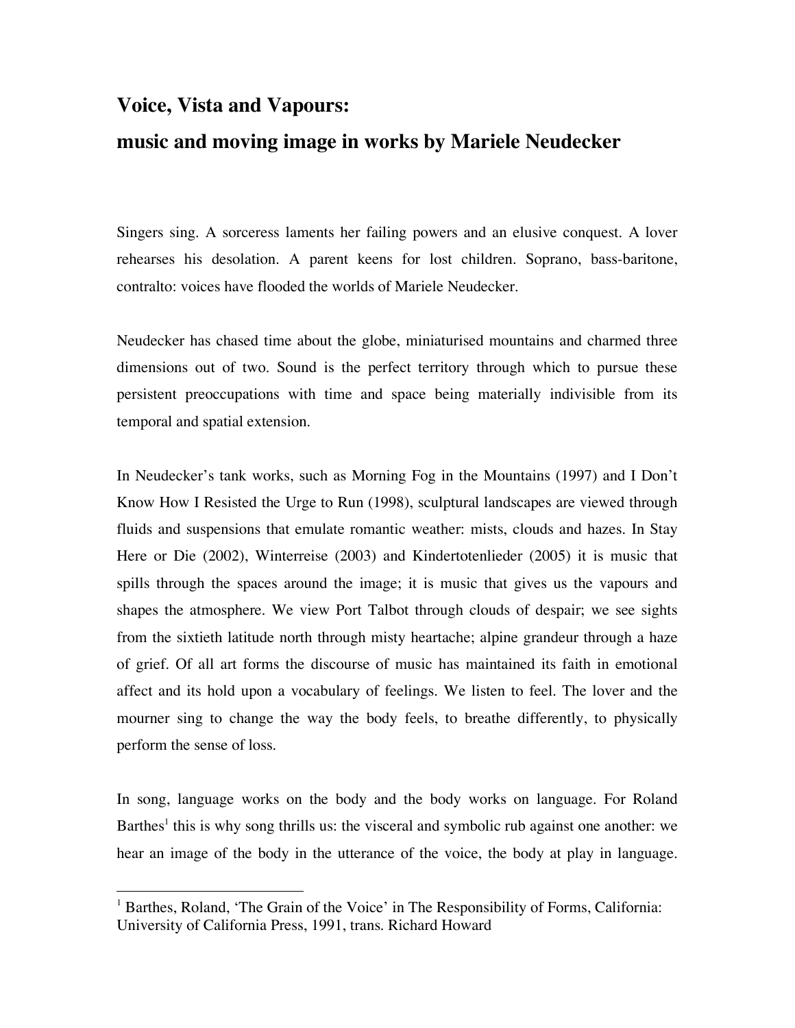# Voice, Vista and Vapours:
# music and moving image in works by Mariele Neudecker

Singers sing. A sorceress laments her failing powers and an elusive conquest. A lover rehearses his desolation. A parent keens for lost children. Soprano, bass-baritone, contralto: voices have flooded the worlds of Mariele Neudecker.

Neudecker has chased time about the globe, miniaturised mountains and charmed three dimensions out of two. Sound is the perfect territory through which to pursue these persistent preoccupations with time and space being materially indivisible from its temporal and spatial extension.

In Neudecker's tank works, such as Morning Fog in the Mountains (1997) and I Don't Know How I Resisted the Urge to Run (1998), sculptural landscapes are viewed through fluids and suspensions that emulate romantic weather: mists, clouds and hazes. In Stay Here or Die (2002), Winterreise (2003) and Kindertotenlieder (2005) it is music that spills through the spaces around the image; it is music that gives us the vapours and shapes the atmosphere. We view Port Talbot through clouds of despair; we see sights from the sixtieth latitude north through misty heartache; alpine grandeur through a haze of grief. Of all art forms the discourse of music has maintained its faith in emotional affect and its hold upon a vocabulary of feelings. We listen to feel. The lover and the mourner sing to change the way the body feels, to breathe differently, to physically perform the sense of loss.

In song, language works on the body and the body works on language. For Roland Barthes[1] this is why song thrills us: the visceral and symbolic rub against one another: we hear an image of the body in the utterance of the voice, the body at play in language.

---

[1] Barthes, Roland, 'The Grain of the Voice' in The Responsibility of Forms, California: University of California Press, 1991, trans. Richard Howard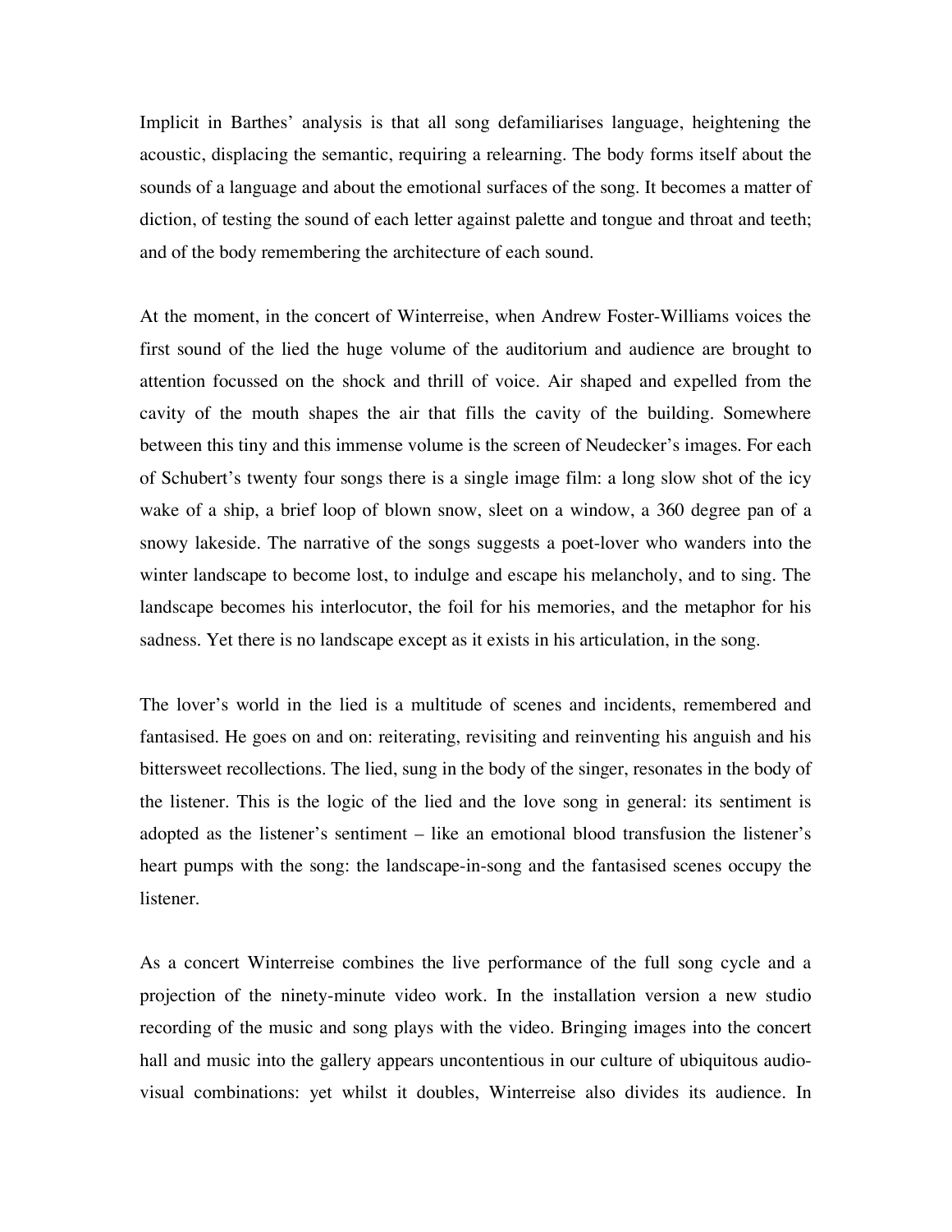Implicit in Barthes' analysis is that all song defamiliarises language, heightening the acoustic, displacing the semantic, requiring a relearning. The body forms itself about the sounds of a language and about the emotional surfaces of the song. It becomes a matter of diction, of testing the sound of each letter against palette and tongue and throat and teeth; and of the body remembering the architecture of each sound.

At the moment, in the concert of Winterreise, when Andrew Foster-Williams voices the first sound of the lied the huge volume of the auditorium and audience are brought to attention focussed on the shock and thrill of voice. Air shaped and expelled from the cavity of the mouth shapes the air that fills the cavity of the building. Somewhere between this tiny and this immense volume is the screen of Neudecker's images. For each of Schubert's twenty four songs there is a single image film: a long slow shot of the icy wake of a ship, a brief loop of blown snow, sleet on a window, a 360 degree pan of a snowy lakeside. The narrative of the songs suggests a poet-lover who wanders into the winter landscape to become lost, to indulge and escape his melancholy, and to sing. The landscape becomes his interlocutor, the foil for his memories, and the metaphor for his sadness. Yet there is no landscape except as it exists in his articulation, in the song.

The lover's world in the lied is a multitude of scenes and incidents, remembered and fantasised. He goes on and on: reiterating, revisiting and reinventing his anguish and his bittersweet recollections. The lied, sung in the body of the singer, resonates in the body of the listener. This is the logic of the lied and the love song in general: its sentiment is adopted as the listener's sentiment – like an emotional blood transfusion the listener's heart pumps with the song: the landscape-in-song and the fantasised scenes occupy the listener.

As a concert Winterreise combines the live performance of the full song cycle and a projection of the ninety-minute video work. In the installation version a new studio recording of the music and song plays with the video. Bringing images into the concert hall and music into the gallery appears uncontentious in our culture of ubiquitous audio-visual combinations: yet whilst it doubles, Winterreise also divides its audience. In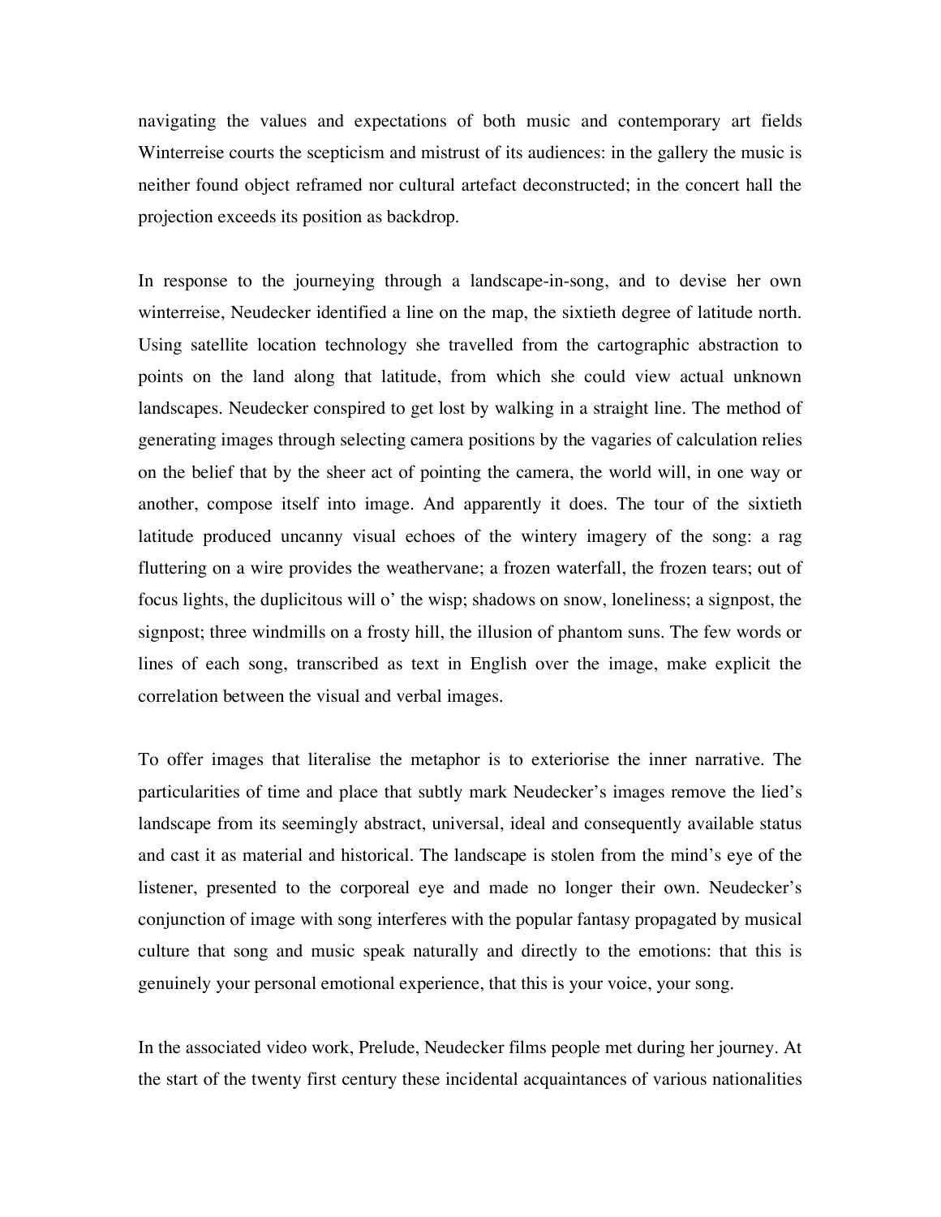navigating the values and expectations of both music and contemporary art fields Winterreise courts the scepticism and mistrust of its audiences: in the gallery the music is neither found object reframed nor cultural artefact deconstructed; in the concert hall the projection exceeds its position as backdrop.

In response to the journeying through a landscape-in-song, and to devise her own winterreise, Neudecker identified a line on the map, the sixtieth degree of latitude north. Using satellite location technology she travelled from the cartographic abstraction to points on the land along that latitude, from which she could view actual unknown landscapes. Neudecker conspired to get lost by walking in a straight line. The method of generating images through selecting camera positions by the vagaries of calculation relies on the belief that by the sheer act of pointing the camera, the world will, in one way or another, compose itself into image. And apparently it does. The tour of the sixtieth latitude produced uncanny visual echoes of the wintery imagery of the song: a rag fluttering on a wire provides the weathervane; a frozen waterfall, the frozen tears; out of focus lights, the duplicitous will o' the wisp; shadows on snow, loneliness; a signpost, the signpost; three windmills on a frosty hill, the illusion of phantom suns. The few words or lines of each song, transcribed as text in English over the image, make explicit the correlation between the visual and verbal images.

To offer images that literalise the metaphor is to exteriorise the inner narrative. The particularities of time and place that subtly mark Neudecker's images remove the lied's landscape from its seemingly abstract, universal, ideal and consequently available status and cast it as material and historical. The landscape is stolen from the mind's eye of the listener, presented to the corporeal eye and made no longer their own. Neudecker's conjunction of image with song interferes with the popular fantasy propagated by musical culture that song and music speak naturally and directly to the emotions: that this is genuinely your personal emotional experience, that this is your voice, your song.

In the associated video work, Prelude, Neudecker films people met during her journey. At the start of the twenty first century these incidental acquaintances of various nationalities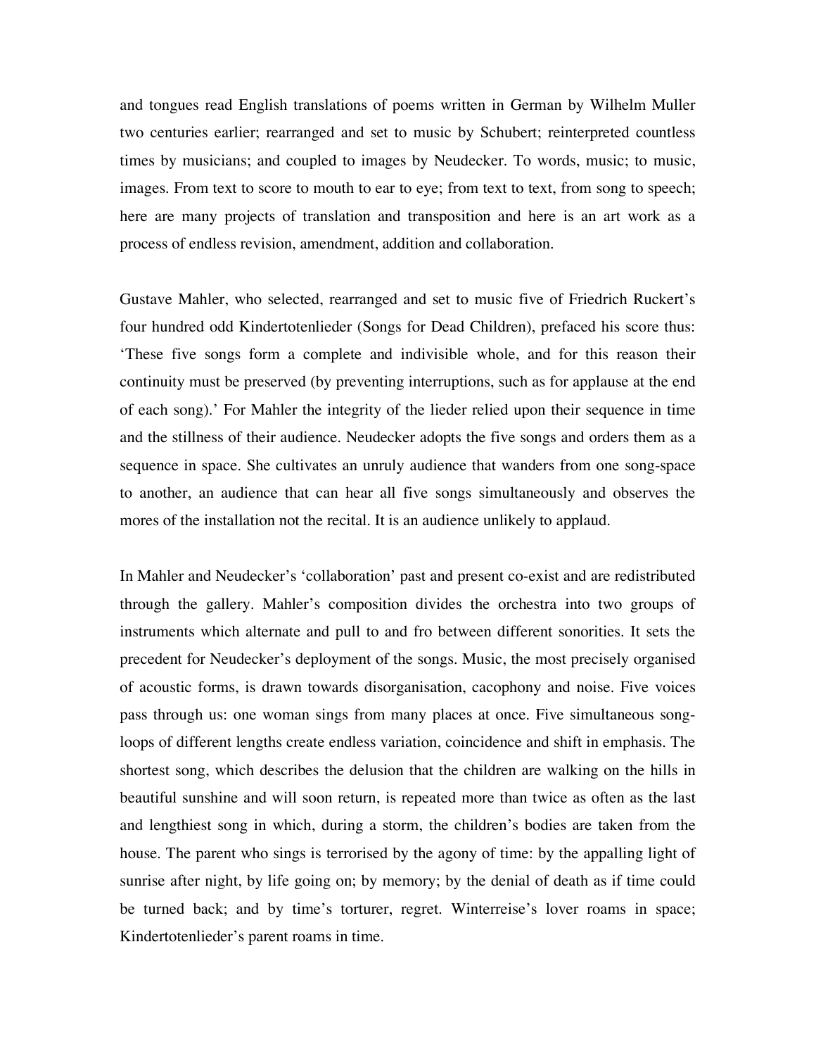and tongues read English translations of poems written in German by Wilhelm Muller two centuries earlier; rearranged and set to music by Schubert; reinterpreted countless times by musicians; and coupled to images by Neudecker. To words, music; to music, images. From text to score to mouth to ear to eye; from text to text, from song to speech; here are many projects of translation and transposition and here is an art work as a process of endless revision, amendment, addition and collaboration.

Gustave Mahler, who selected, rearranged and set to music five of Friedrich Ruckert's four hundred odd Kindertotenlieder (Songs for Dead Children), prefaced his score thus: 'These five songs form a complete and indivisible whole, and for this reason their continuity must be preserved (by preventing interruptions, such as for applause at the end of each song).' For Mahler the integrity of the lieder relied upon their sequence in time and the stillness of their audience. Neudecker adopts the five songs and orders them as a sequence in space. She cultivates an unruly audience that wanders from one song-space to another, an audience that can hear all five songs simultaneously and observes the mores of the installation not the recital. It is an audience unlikely to applaud.

In Mahler and Neudecker's 'collaboration' past and present co-exist and are redistributed through the gallery. Mahler's composition divides the orchestra into two groups of instruments which alternate and pull to and fro between different sonorities. It sets the precedent for Neudecker's deployment of the songs. Music, the most precisely organised of acoustic forms, is drawn towards disorganisation, cacophony and noise. Five voices pass through us: one woman sings from many places at once. Five simultaneous song-loops of different lengths create endless variation, coincidence and shift in emphasis. The shortest song, which describes the delusion that the children are walking on the hills in beautiful sunshine and will soon return, is repeated more than twice as often as the last and lengthiest song in which, during a storm, the children's bodies are taken from the house. The parent who sings is terrorised by the agony of time: by the appalling light of sunrise after night, by life going on; by memory; by the denial of death as if time could be turned back; and by time's torturer, regret. Winterreise's lover roams in space; Kindertotenlieder's parent roams in time.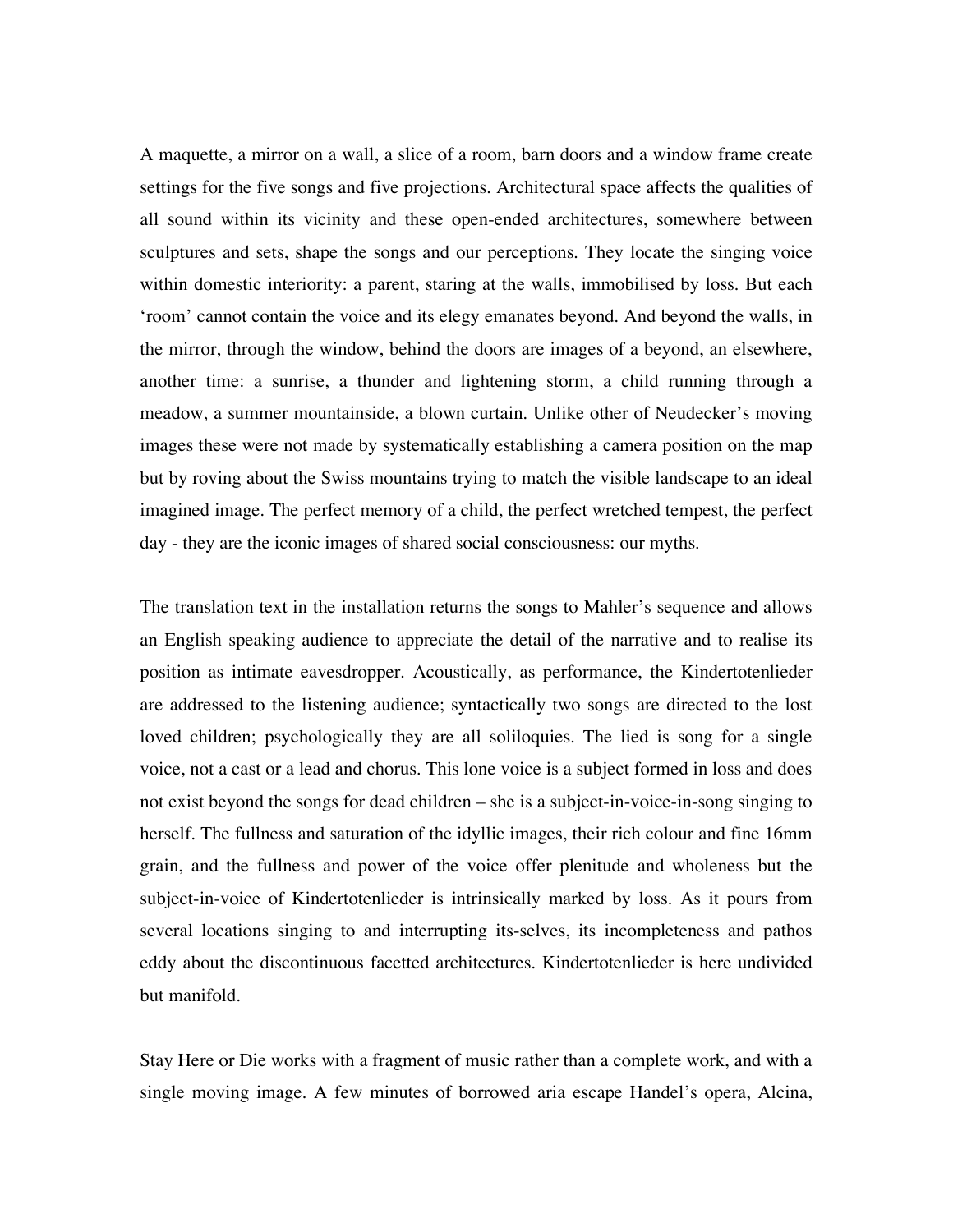A maquette, a mirror on a wall, a slice of a room, barn doors and a window frame create settings for the five songs and five projections. Architectural space affects the qualities of all sound within its vicinity and these open-ended architectures, somewhere between sculptures and sets, shape the songs and our perceptions. They locate the singing voice within domestic interiority: a parent, staring at the walls, immobilised by loss. But each 'room' cannot contain the voice and its elegy emanates beyond. And beyond the walls, in the mirror, through the window, behind the doors are images of a beyond, an elsewhere, another time: a sunrise, a thunder and lightening storm, a child running through a meadow, a summer mountainside, a blown curtain. Unlike other of Neudecker's moving images these were not made by systematically establishing a camera position on the map but by roving about the Swiss mountains trying to match the visible landscape to an ideal imagined image. The perfect memory of a child, the perfect wretched tempest, the perfect day - they are the iconic images of shared social consciousness: our myths.

The translation text in the installation returns the songs to Mahler's sequence and allows an English speaking audience to appreciate the detail of the narrative and to realise its position as intimate eavesdropper. Acoustically, as performance, the Kindertotenlieder are addressed to the listening audience; syntactically two songs are directed to the lost loved children; psychologically they are all soliloquies. The lied is song for a single voice, not a cast or a lead and chorus. This lone voice is a subject formed in loss and does not exist beyond the songs for dead children – she is a subject-in-voice-in-song singing to herself. The fullness and saturation of the idyllic images, their rich colour and fine 16mm grain, and the fullness and power of the voice offer plenitude and wholeness but the subject-in-voice of Kindertotenlieder is intrinsically marked by loss. As it pours from several locations singing to and interrupting its-selves, its incompleteness and pathos eddy about the discontinuous facetted architectures. Kindertotenlieder is here undivided but manifold.

Stay Here or Die works with a fragment of music rather than a complete work, and with a single moving image. A few minutes of borrowed aria escape Handel's opera, Alcina,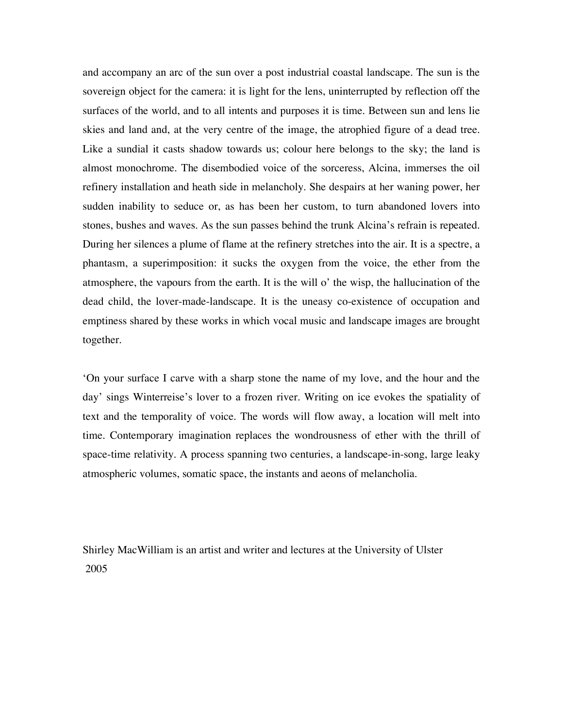and accompany an arc of the sun over a post industrial coastal landscape. The sun is the sovereign object for the camera: it is light for the lens, uninterrupted by reflection off the surfaces of the world, and to all intents and purposes it is time. Between sun and lens lie skies and land and, at the very centre of the image, the atrophied figure of a dead tree. Like a sundial it casts shadow towards us; colour here belongs to the sky; the land is almost monochrome. The disembodied voice of the sorceress, Alcina, immerses the oil refinery installation and heath side in melancholy. She despairs at her waning power, her sudden inability to seduce or, as has been her custom, to turn abandoned lovers into stones, bushes and waves. As the sun passes behind the trunk Alcina's refrain is repeated. During her silences a plume of flame at the refinery stretches into the air. It is a spectre, a phantasm, a superimposition: it sucks the oxygen from the voice, the ether from the atmosphere, the vapours from the earth. It is the will o' the wisp, the hallucination of the dead child, the lover-made-landscape. It is the uneasy co-existence of occupation and emptiness shared by these works in which vocal music and landscape images are brought together.

'On your surface I carve with a sharp stone the name of my love, and the hour and the day' sings Winterreise's lover to a frozen river. Writing on ice evokes the spatiality of text and the temporality of voice. The words will flow away, a location will melt into time. Contemporary imagination replaces the wondrousness of ether with the thrill of space-time relativity. A process spanning two centuries, a landscape-in-song, large leaky atmospheric volumes, somatic space, the instants and aeons of melancholia.

Shirley MacWilliam is an artist and writer and lectures at the University of Ulster
2005